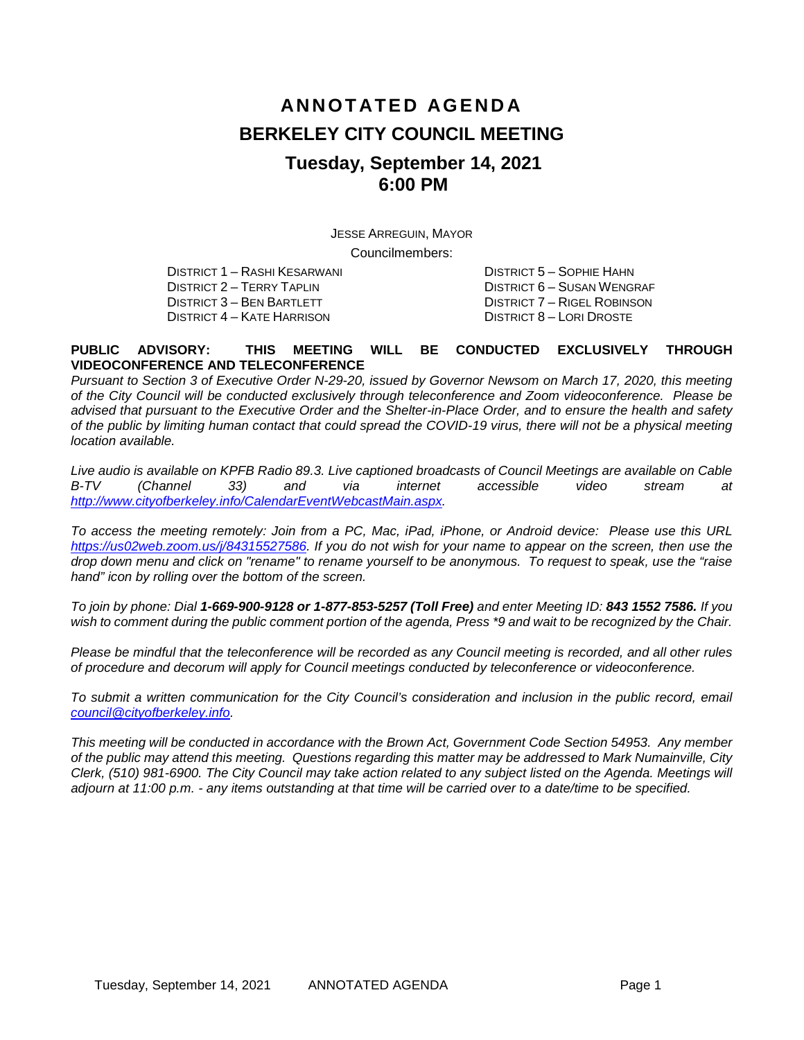# ANNOTATED AGENDA

# BERKELEY CITY COUNCIL MEETING

## Tuesday, September 14, 2021
## 6:00 PM

JESSE ARREGUIN, MAYOR

Councilmembers:

DISTRICT 1 – RASHI KESARWANI
DISTRICT 2 – TERRY TAPLIN
DISTRICT 3 – BEN BARTLETT
DISTRICT 4 – KATE HARRISON
DISTRICT 5 – SOPHIE HAHN
DISTRICT 6 – SUSAN WENGRAF
DISTRICT 7 – RIGEL ROBINSON
DISTRICT 8 – LORI DROSTE

**PUBLIC ADVISORY: THIS MEETING WILL BE CONDUCTED EXCLUSIVELY THROUGH VIDEOCONFERENCE AND TELECONFERENCE**

*Pursuant to Section 3 of Executive Order N-29-20, issued by Governor Newsom on March 17, 2020, this meeting of the City Council will be conducted exclusively through teleconference and Zoom videoconference. Please be advised that pursuant to the Executive Order and the Shelter-in-Place Order, and to ensure the health and safety of the public by limiting human contact that could spread the COVID-19 virus, there will not be a physical meeting location available.*

*Live audio is available on KPFB Radio 89.3. Live captioned broadcasts of Council Meetings are available on Cable B-TV (Channel 33) and via internet accessible video stream at [http://www.cityofberkeley.info/CalendarEventWebcastMain.aspx](http://www.cityofberkeley.info/CalendarEventWebcastMain.aspx).*

*To access the meeting remotely: Join from a PC, Mac, iPad, iPhone, or Android device: Please use this URL [https://us02web.zoom.us/j/84315527586](https://us02web.zoom.us/j/84315527586). If you do not wish for your name to appear on the screen, then use the drop down menu and click on "rename" to rename yourself to be anonymous. To request to speak, use the "raise hand" icon by rolling over the bottom of the screen.*

*To join by phone: Dial **1-669-900-9128 or 1-877-853-5257 (Toll Free)** and enter Meeting ID: **843 1552 7586.** If you wish to comment during the public comment portion of the agenda, Press \*9 and wait to be recognized by the Chair.*

*Please be mindful that the teleconference will be recorded as any Council meeting is recorded, and all other rules of procedure and decorum will apply for Council meetings conducted by teleconference or videoconference.*

*To submit a written communication for the City Council's consideration and inclusion in the public record, email [council@cityofberkeley.info](mailto:council@cityofberkeley.info).*

*This meeting will be conducted in accordance with the Brown Act, Government Code Section 54953. Any member of the public may attend this meeting. Questions regarding this matter may be addressed to Mark Numainville, City Clerk, (510) 981-6900. The City Council may take action related to any subject listed on the Agenda. Meetings will adjourn at 11:00 p.m. - any items outstanding at that time will be carried over to a date/time to be specified.*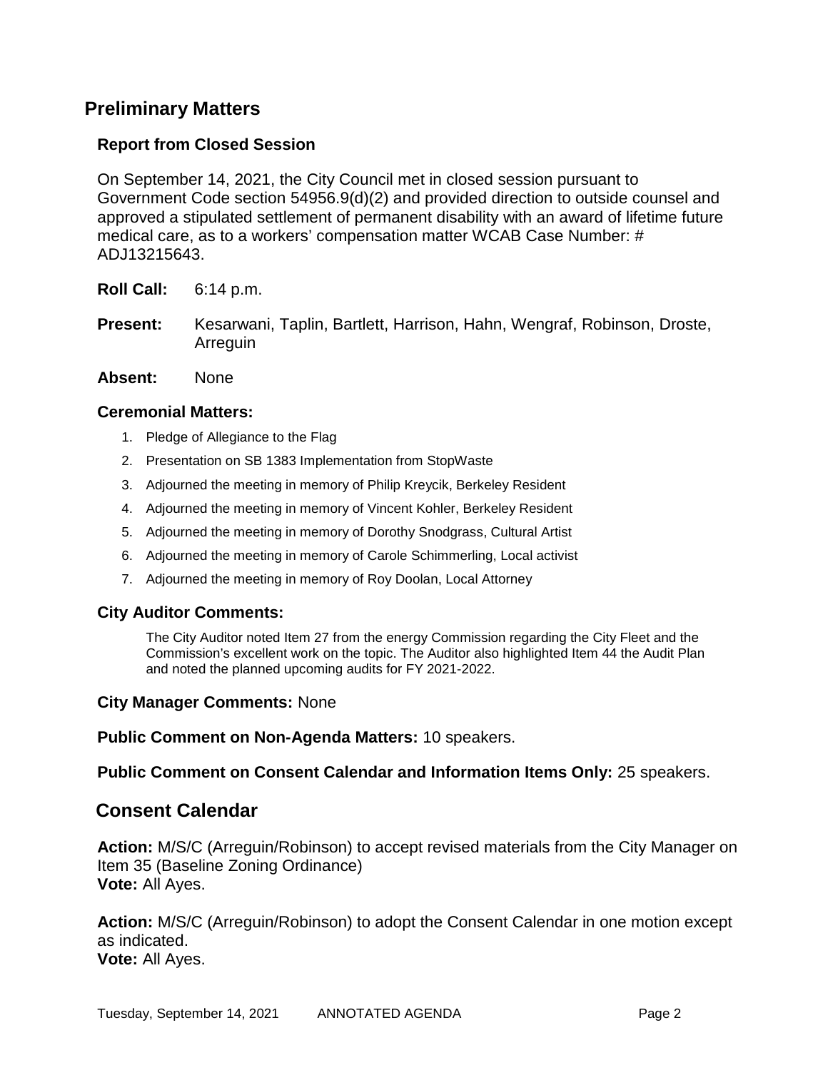## Preliminary Matters

### Report from Closed Session

On September 14, 2021, the City Council met in closed session pursuant to Government Code section 54956.9(d)(2) and provided direction to outside counsel and approved a stipulated settlement of permanent disability with an award of lifetime future medical care, as to a workers' compensation matter WCAB Case Number: # ADJ13215643.

**Roll Call:** 6:14 p.m.

**Present:** Kesarwani, Taplin, Bartlett, Harrison, Hahn, Wengraf, Robinson, Droste, Arreguin

**Absent:** None

### Ceremonial Matters:

1. Pledge of Allegiance to the Flag
2. Presentation on SB 1383 Implementation from StopWaste
3. Adjourned the meeting in memory of Philip Kreycik, Berkeley Resident
4. Adjourned the meeting in memory of Vincent Kohler, Berkeley Resident
5. Adjourned the meeting in memory of Dorothy Snodgrass, Cultural Artist
6. Adjourned the meeting in memory of Carole Schimmerling, Local activist
7. Adjourned the meeting in memory of Roy Doolan, Local Attorney

### City Auditor Comments:

The City Auditor noted Item 27 from the energy Commission regarding the City Fleet and the Commission's excellent work on the topic. The Auditor also highlighted Item 44 the Audit Plan and noted the planned upcoming audits for FY 2021-2022.

**City Manager Comments:** None

**Public Comment on Non-Agenda Matters:** 10 speakers.

**Public Comment on Consent Calendar and Information Items Only:** 25 speakers.

## Consent Calendar

**Action:** M/S/C (Arreguin/Robinson) to accept revised materials from the City Manager on Item 35 (Baseline Zoning Ordinance)
**Vote:** All Ayes.

**Action:** M/S/C (Arreguin/Robinson) to adopt the Consent Calendar in one motion except as indicated.
**Vote:** All Ayes.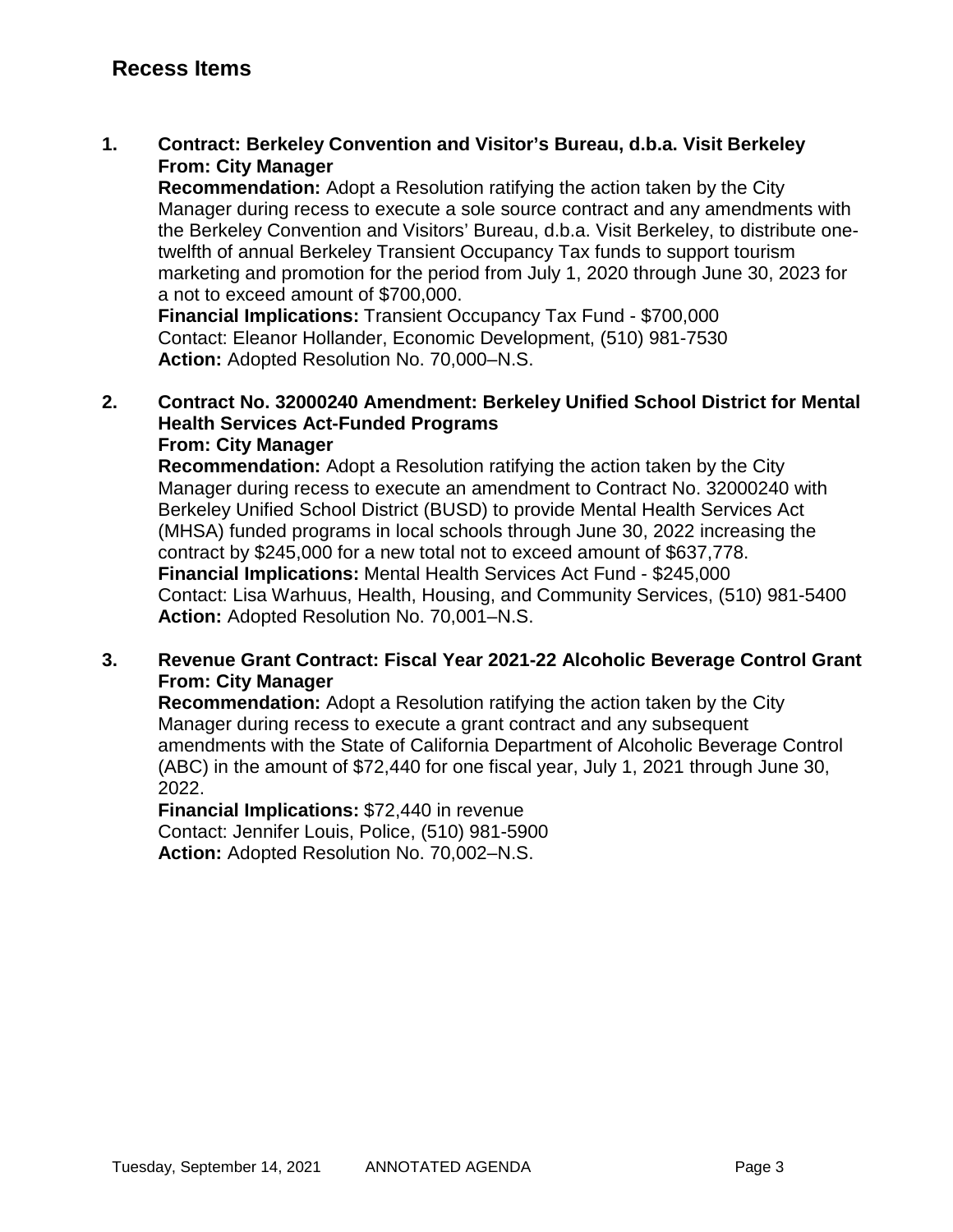## Recess Items

**1. Contract: Berkeley Convention and Visitor's Bureau, d.b.a. Visit Berkeley**
**From: City Manager**
**Recommendation:** Adopt a Resolution ratifying the action taken by the City Manager during recess to execute a sole source contract and any amendments with the Berkeley Convention and Visitors' Bureau, d.b.a. Visit Berkeley, to distribute one-twelfth of annual Berkeley Transient Occupancy Tax funds to support tourism marketing and promotion for the period from July 1, 2020 through June 30, 2023 for a not to exceed amount of $700,000.
**Financial Implications:** Transient Occupancy Tax Fund - $700,000
Contact: Eleanor Hollander, Economic Development, (510) 981-7530
**Action:** Adopted Resolution No. 70,000–N.S.

**2. Contract No. 32000240 Amendment: Berkeley Unified School District for Mental Health Services Act-Funded Programs**
**From: City Manager**
**Recommendation:** Adopt a Resolution ratifying the action taken by the City Manager during recess to execute an amendment to Contract No. 32000240 with Berkeley Unified School District (BUSD) to provide Mental Health Services Act (MHSA) funded programs in local schools through June 30, 2022 increasing the contract by $245,000 for a new total not to exceed amount of $637,778.
**Financial Implications:** Mental Health Services Act Fund - $245,000
Contact: Lisa Warhuus, Health, Housing, and Community Services, (510) 981-5400
**Action:** Adopted Resolution No. 70,001–N.S.

**3. Revenue Grant Contract: Fiscal Year 2021-22 Alcoholic Beverage Control Grant**
**From: City Manager**
**Recommendation:** Adopt a Resolution ratifying the action taken by the City Manager during recess to execute a grant contract and any subsequent amendments with the State of California Department of Alcoholic Beverage Control (ABC) in the amount of $72,440 for one fiscal year, July 1, 2021 through June 30, 2022.
**Financial Implications:** $72,440 in revenue
Contact: Jennifer Louis, Police, (510) 981-5900
**Action:** Adopted Resolution No. 70,002–N.S.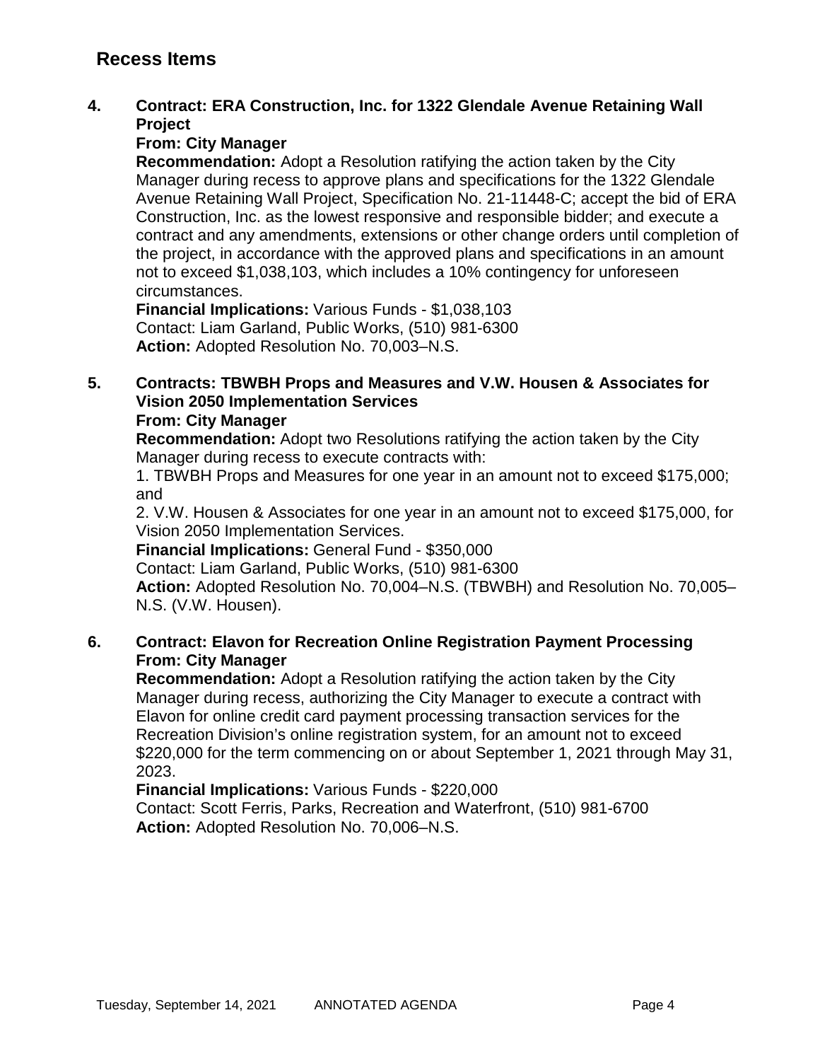## Recess Items

**4. Contract: ERA Construction, Inc. for 1322 Glendale Avenue Retaining Wall Project**
**From: City Manager**
**Recommendation:** Adopt a Resolution ratifying the action taken by the City Manager during recess to approve plans and specifications for the 1322 Glendale Avenue Retaining Wall Project, Specification No. 21-11448-C; accept the bid of ERA Construction, Inc. as the lowest responsive and responsible bidder; and execute a contract and any amendments, extensions or other change orders until completion of the project, in accordance with the approved plans and specifications in an amount not to exceed $1,038,103, which includes a 10% contingency for unforeseen circumstances.
**Financial Implications:** Various Funds - $1,038,103
Contact: Liam Garland, Public Works, (510) 981-6300
**Action:** Adopted Resolution No. 70,003–N.S.

**5. Contracts: TBWBH Props and Measures and V.W. Housen & Associates for Vision 2050 Implementation Services**
**From: City Manager**
**Recommendation:** Adopt two Resolutions ratifying the action taken by the City Manager during recess to execute contracts with:
1. TBWBH Props and Measures for one year in an amount not to exceed $175,000; and
2. V.W. Housen & Associates for one year in an amount not to exceed $175,000, for Vision 2050 Implementation Services.

**Financial Implications:** General Fund - $350,000
Contact: Liam Garland, Public Works, (510) 981-6300
**Action:** Adopted Resolution No. 70,004–N.S. (TBWBH) and Resolution No. 70,005–N.S. (V.W. Housen).

**6. Contract: Elavon for Recreation Online Registration Payment Processing**
**From: City Manager**
**Recommendation:** Adopt a Resolution ratifying the action taken by the City Manager during recess, authorizing the City Manager to execute a contract with Elavon for online credit card payment processing transaction services for the Recreation Division's online registration system, for an amount not to exceed $220,000 for the term commencing on or about September 1, 2021 through May 31, 2023.
**Financial Implications:** Various Funds - $220,000
Contact: Scott Ferris, Parks, Recreation and Waterfront, (510) 981-6700
**Action:** Adopted Resolution No. 70,006–N.S.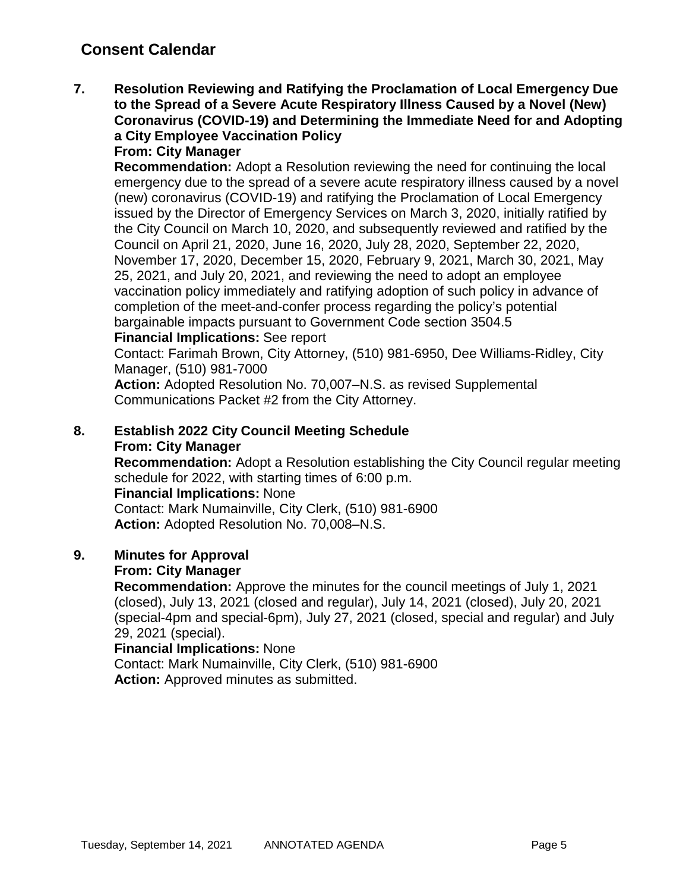## Consent Calendar

**7. Resolution Reviewing and Ratifying the Proclamation of Local Emergency Due to the Spread of a Severe Acute Respiratory Illness Caused by a Novel (New) Coronavirus (COVID-19) and Determining the Immediate Need for and Adopting a City Employee Vaccination Policy**
**From: City Manager**
**Recommendation:** Adopt a Resolution reviewing the need for continuing the local emergency due to the spread of a severe acute respiratory illness caused by a novel (new) coronavirus (COVID-19) and ratifying the Proclamation of Local Emergency issued by the Director of Emergency Services on March 3, 2020, initially ratified by the City Council on March 10, 2020, and subsequently reviewed and ratified by the Council on April 21, 2020, June 16, 2020, July 28, 2020, September 22, 2020, November 17, 2020, December 15, 2020, February 9, 2021, March 30, 2021, May 25, 2021, and July 20, 2021, and reviewing the need to adopt an employee vaccination policy immediately and ratifying adoption of such policy in advance of completion of the meet-and-confer process regarding the policy's potential bargainable impacts pursuant to Government Code section 3504.5
**Financial Implications:** See report
Contact: Farimah Brown, City Attorney, (510) 981-6950, Dee Williams-Ridley, City Manager, (510) 981-7000
**Action:** Adopted Resolution No. 70,007–N.S. as revised Supplemental Communications Packet #2 from the City Attorney.

**8. Establish 2022 City Council Meeting Schedule**
**From: City Manager**
**Recommendation:** Adopt a Resolution establishing the City Council regular meeting schedule for 2022, with starting times of 6:00 p.m.
**Financial Implications:** None
Contact: Mark Numainville, City Clerk, (510) 981-6900
**Action:** Adopted Resolution No. 70,008–N.S.

**9. Minutes for Approval**
**From: City Manager**
**Recommendation:** Approve the minutes for the council meetings of July 1, 2021 (closed), July 13, 2021 (closed and regular), July 14, 2021 (closed), July 20, 2021 (special-4pm and special-6pm), July 27, 2021 (closed, special and regular) and July 29, 2021 (special).
**Financial Implications:** None
Contact: Mark Numainville, City Clerk, (510) 981-6900
**Action:** Approved minutes as submitted.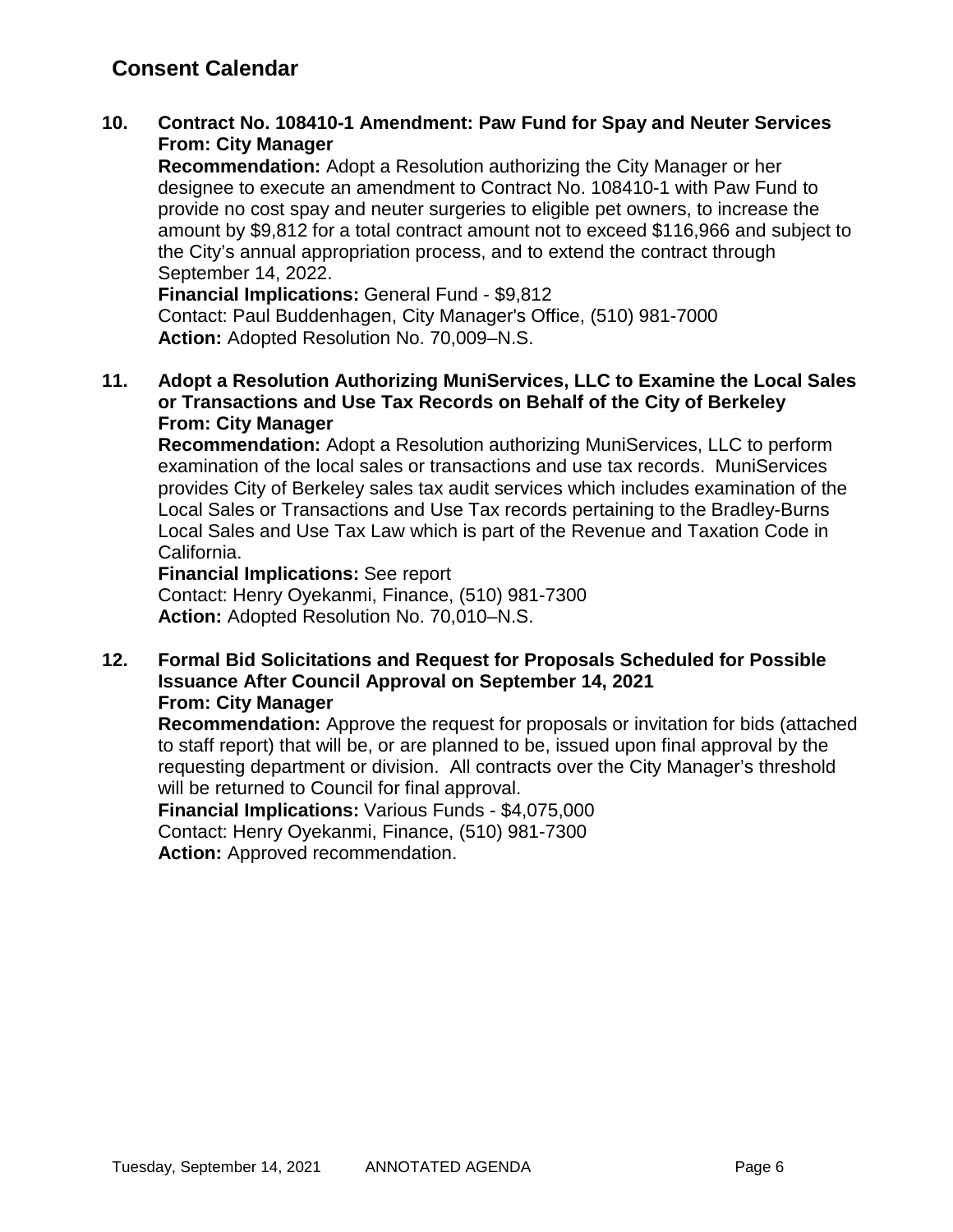## Consent Calendar

**10. Contract No. 108410-1 Amendment: Paw Fund for Spay and Neuter Services**
**From: City Manager**

**Recommendation:** Adopt a Resolution authorizing the City Manager or her designee to execute an amendment to Contract No. 108410-1 with Paw Fund to provide no cost spay and neuter surgeries to eligible pet owners, to increase the amount by $9,812 for a total contract amount not to exceed $116,966 and subject to the City's annual appropriation process, and to extend the contract through September 14, 2022.

**Financial Implications:** General Fund - $9,812

Contact: Paul Buddenhagen, City Manager's Office, (510) 981-7000

**Action:** Adopted Resolution No. 70,009–N.S.

**11. Adopt a Resolution Authorizing MuniServices, LLC to Examine the Local Sales or Transactions and Use Tax Records on Behalf of the City of Berkeley**
**From: City Manager**

**Recommendation:** Adopt a Resolution authorizing MuniServices, LLC to perform examination of the local sales or transactions and use tax records. MuniServices provides City of Berkeley sales tax audit services which includes examination of the Local Sales or Transactions and Use Tax records pertaining to the Bradley-Burns Local Sales and Use Tax Law which is part of the Revenue and Taxation Code in California.

**Financial Implications:** See report

Contact: Henry Oyekanmi, Finance, (510) 981-7300

**Action:** Adopted Resolution No. 70,010–N.S.

**12. Formal Bid Solicitations and Request for Proposals Scheduled for Possible Issuance After Council Approval on September 14, 2021**
**From: City Manager**

**Recommendation:** Approve the request for proposals or invitation for bids (attached to staff report) that will be, or are planned to be, issued upon final approval by the requesting department or division. All contracts over the City Manager's threshold will be returned to Council for final approval.

**Financial Implications:** Various Funds - $4,075,000

Contact: Henry Oyekanmi, Finance, (510) 981-7300

**Action:** Approved recommendation.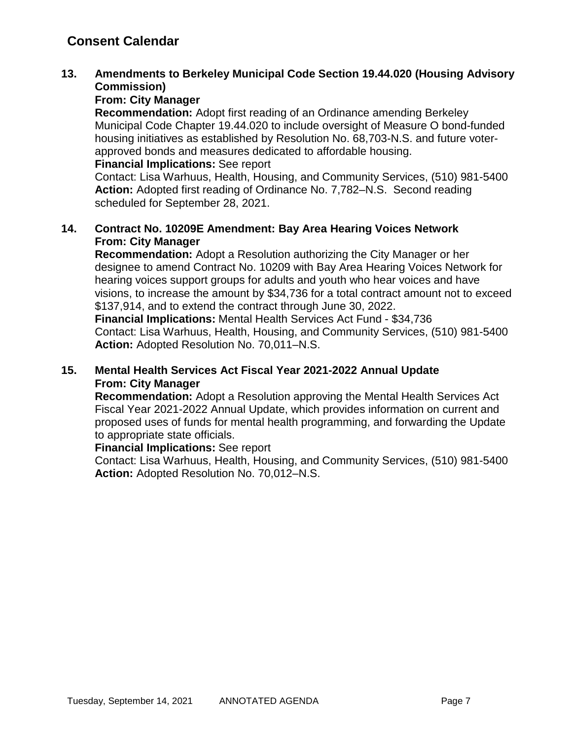## Consent Calendar

### 13. Amendments to Berkeley Municipal Code Section 19.44.020 (Housing Advisory Commission)

**From: City Manager**

**Recommendation:** Adopt first reading of an Ordinance amending Berkeley Municipal Code Chapter 19.44.020 to include oversight of Measure O bond-funded housing initiatives as established by Resolution No. 68,703-N.S. and future voter-approved bonds and measures dedicated to affordable housing.

**Financial Implications:** See report

Contact: Lisa Warhuus, Health, Housing, and Community Services, (510) 981-5400

**Action:** Adopted first reading of Ordinance No. 7,782–N.S. Second reading scheduled for September 28, 2021.

### 14. Contract No. 10209E Amendment: Bay Area Hearing Voices Network

**From: City Manager**

**Recommendation:** Adopt a Resolution authorizing the City Manager or her designee to amend Contract No. 10209 with Bay Area Hearing Voices Network for hearing voices support groups for adults and youth who hear voices and have visions, to increase the amount by $34,736 for a total contract amount not to exceed $137,914, and to extend the contract through June 30, 2022.

**Financial Implications:** Mental Health Services Act Fund - $34,736

Contact: Lisa Warhuus, Health, Housing, and Community Services, (510) 981-5400

**Action:** Adopted Resolution No. 70,011–N.S.

### 15. Mental Health Services Act Fiscal Year 2021-2022 Annual Update

**From: City Manager**

**Recommendation:** Adopt a Resolution approving the Mental Health Services Act Fiscal Year 2021-2022 Annual Update, which provides information on current and proposed uses of funds for mental health programming, and forwarding the Update to appropriate state officials.

**Financial Implications:** See report

Contact: Lisa Warhuus, Health, Housing, and Community Services, (510) 981-5400

**Action:** Adopted Resolution No. 70,012–N.S.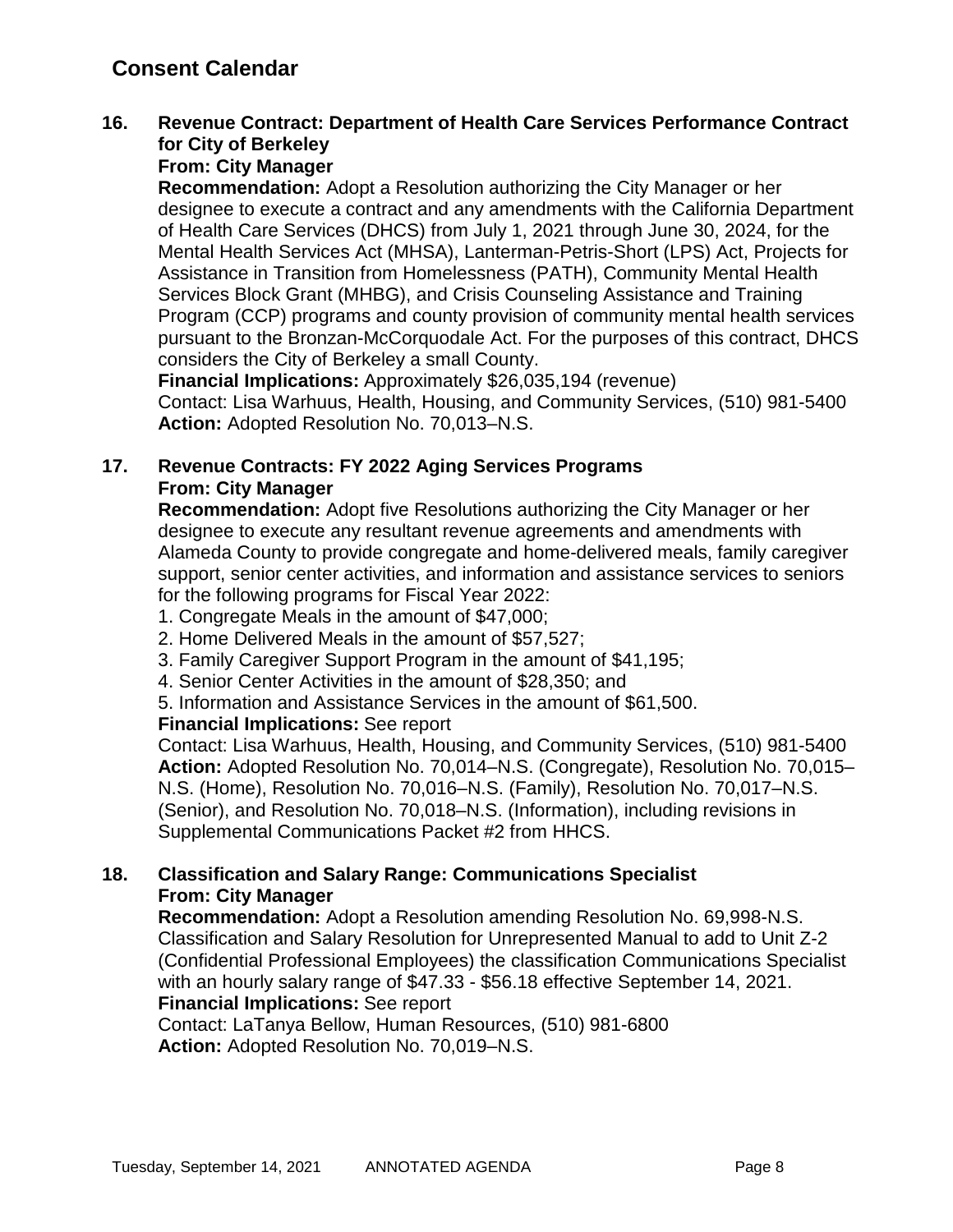## Consent Calendar

**16. Revenue Contract: Department of Health Care Services Performance Contract for City of Berkeley**
**From: City Manager**
**Recommendation:** Adopt a Resolution authorizing the City Manager or her designee to execute a contract and any amendments with the California Department of Health Care Services (DHCS) from July 1, 2021 through June 30, 2024, for the Mental Health Services Act (MHSA), Lanterman-Petris-Short (LPS) Act, Projects for Assistance in Transition from Homelessness (PATH), Community Mental Health Services Block Grant (MHBG), and Crisis Counseling Assistance and Training Program (CCP) programs and county provision of community mental health services pursuant to the Bronzan-McCorquodale Act. For the purposes of this contract, DHCS considers the City of Berkeley a small County.
**Financial Implications:** Approximately $26,035,194 (revenue)
Contact: Lisa Warhuus, Health, Housing, and Community Services, (510) 981-5400
**Action:** Adopted Resolution No. 70,013–N.S.

**17. Revenue Contracts: FY 2022 Aging Services Programs**
**From: City Manager**
**Recommendation:** Adopt five Resolutions authorizing the City Manager or her designee to execute any resultant revenue agreements and amendments with Alameda County to provide congregate and home-delivered meals, family caregiver support, senior center activities, and information and assistance services to seniors for the following programs for Fiscal Year 2022:
1. Congregate Meals in the amount of $47,000;
2. Home Delivered Meals in the amount of $57,527;
3. Family Caregiver Support Program in the amount of $41,195;
4. Senior Center Activities in the amount of $28,350; and
5. Information and Assistance Services in the amount of $61,500.

**Financial Implications:** See report
Contact: Lisa Warhuus, Health, Housing, and Community Services, (510) 981-5400
**Action:** Adopted Resolution No. 70,014–N.S. (Congregate), Resolution No. 70,015–N.S. (Home), Resolution No. 70,016–N.S. (Family), Resolution No. 70,017–N.S. (Senior), and Resolution No. 70,018–N.S. (Information), including revisions in Supplemental Communications Packet #2 from HHCS.

**18. Classification and Salary Range: Communications Specialist**
**From: City Manager**
**Recommendation:** Adopt a Resolution amending Resolution No. 69,998-N.S. Classification and Salary Resolution for Unrepresented Manual to add to Unit Z-2 (Confidential Professional Employees) the classification Communications Specialist with an hourly salary range of $47.33 - $56.18 effective September 14, 2021.
**Financial Implications:** See report
Contact: LaTanya Bellow, Human Resources, (510) 981-6800
**Action:** Adopted Resolution No. 70,019–N.S.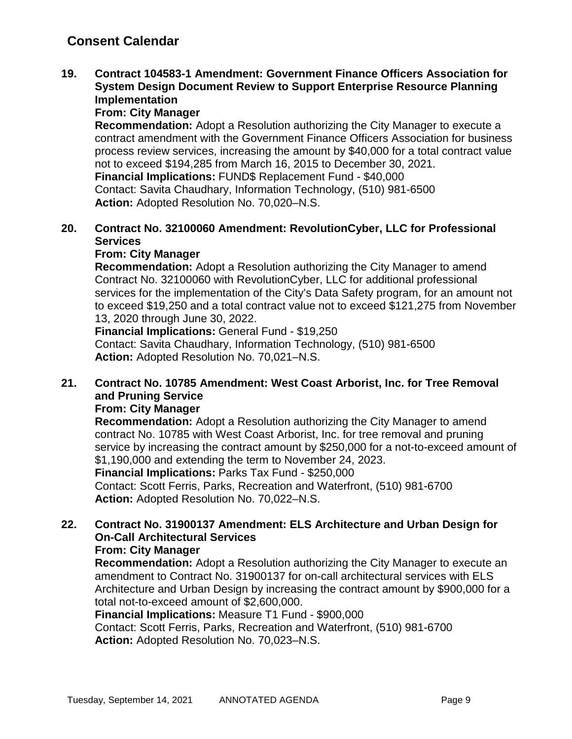## Consent Calendar

**19. Contract 104583-1 Amendment: Government Finance Officers Association for System Design Document Review to Support Enterprise Resource Planning Implementation**
**From: City Manager**
**Recommendation:** Adopt a Resolution authorizing the City Manager to execute a contract amendment with the Government Finance Officers Association for business process review services, increasing the amount by $40,000 for a total contract value not to exceed $194,285 from March 16, 2015 to December 30, 2021.
**Financial Implications:** FUND$ Replacement Fund - $40,000
Contact: Savita Chaudhary, Information Technology, (510) 981-6500
**Action:** Adopted Resolution No. 70,020–N.S.

**20. Contract No. 32100060 Amendment: RevolutionCyber, LLC for Professional Services**
**From: City Manager**
**Recommendation:** Adopt a Resolution authorizing the City Manager to amend Contract No. 32100060 with RevolutionCyber, LLC for additional professional services for the implementation of the City's Data Safety program, for an amount not to exceed $19,250 and a total contract value not to exceed $121,275 from November 13, 2020 through June 30, 2022.
**Financial Implications:** General Fund - $19,250
Contact: Savita Chaudhary, Information Technology, (510) 981-6500
**Action:** Adopted Resolution No. 70,021–N.S.

**21. Contract No. 10785 Amendment: West Coast Arborist, Inc. for Tree Removal and Pruning Service**
**From: City Manager**
**Recommendation:** Adopt a Resolution authorizing the City Manager to amend contract No. 10785 with West Coast Arborist, Inc. for tree removal and pruning service by increasing the contract amount by $250,000 for a not-to-exceed amount of $1,190,000 and extending the term to November 24, 2023.
**Financial Implications:** Parks Tax Fund - $250,000
Contact: Scott Ferris, Parks, Recreation and Waterfront, (510) 981-6700
**Action:** Adopted Resolution No. 70,022–N.S.

**22. Contract No. 31900137 Amendment: ELS Architecture and Urban Design for On-Call Architectural Services**
**From: City Manager**
**Recommendation:** Adopt a Resolution authorizing the City Manager to execute an amendment to Contract No. 31900137 for on-call architectural services with ELS Architecture and Urban Design by increasing the contract amount by $900,000 for a total not-to-exceed amount of $2,600,000.
**Financial Implications:** Measure T1 Fund - $900,000
Contact: Scott Ferris, Parks, Recreation and Waterfront, (510) 981-6700
**Action:** Adopted Resolution No. 70,023–N.S.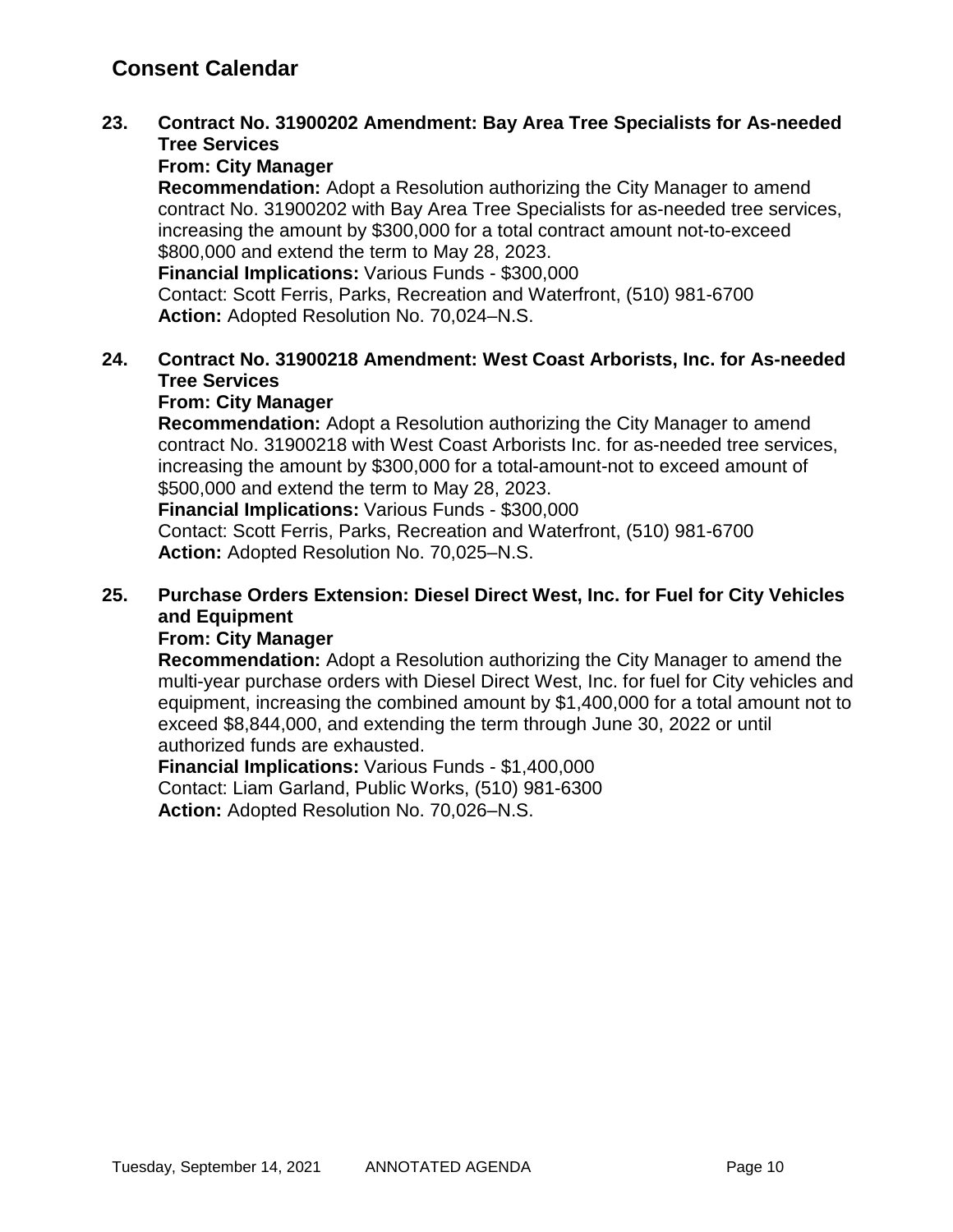## Consent Calendar

**23. Contract No. 31900202 Amendment: Bay Area Tree Specialists for As-needed Tree Services**

**From: City Manager**

**Recommendation:** Adopt a Resolution authorizing the City Manager to amend contract No. 31900202 with Bay Area Tree Specialists for as-needed tree services, increasing the amount by $300,000 for a total contract amount not-to-exceed $800,000 and extend the term to May 28, 2023.

**Financial Implications:** Various Funds - $300,000

Contact: Scott Ferris, Parks, Recreation and Waterfront, (510) 981-6700

**Action:** Adopted Resolution No. 70,024–N.S.

**24. Contract No. 31900218 Amendment: West Coast Arborists, Inc. for As-needed Tree Services**

**From: City Manager**

**Recommendation:** Adopt a Resolution authorizing the City Manager to amend contract No. 31900218 with West Coast Arborists Inc. for as-needed tree services, increasing the amount by $300,000 for a total-amount-not to exceed amount of $500,000 and extend the term to May 28, 2023.

**Financial Implications:** Various Funds - $300,000

Contact: Scott Ferris, Parks, Recreation and Waterfront, (510) 981-6700

**Action:** Adopted Resolution No. 70,025–N.S.

**25. Purchase Orders Extension: Diesel Direct West, Inc. for Fuel for City Vehicles and Equipment**

**From: City Manager**

**Recommendation:** Adopt a Resolution authorizing the City Manager to amend the multi-year purchase orders with Diesel Direct West, Inc. for fuel for City vehicles and equipment, increasing the combined amount by $1,400,000 for a total amount not to exceed $8,844,000, and extending the term through June 30, 2022 or until authorized funds are exhausted.

**Financial Implications:** Various Funds - $1,400,000

Contact: Liam Garland, Public Works, (510) 981-6300

**Action:** Adopted Resolution No. 70,026–N.S.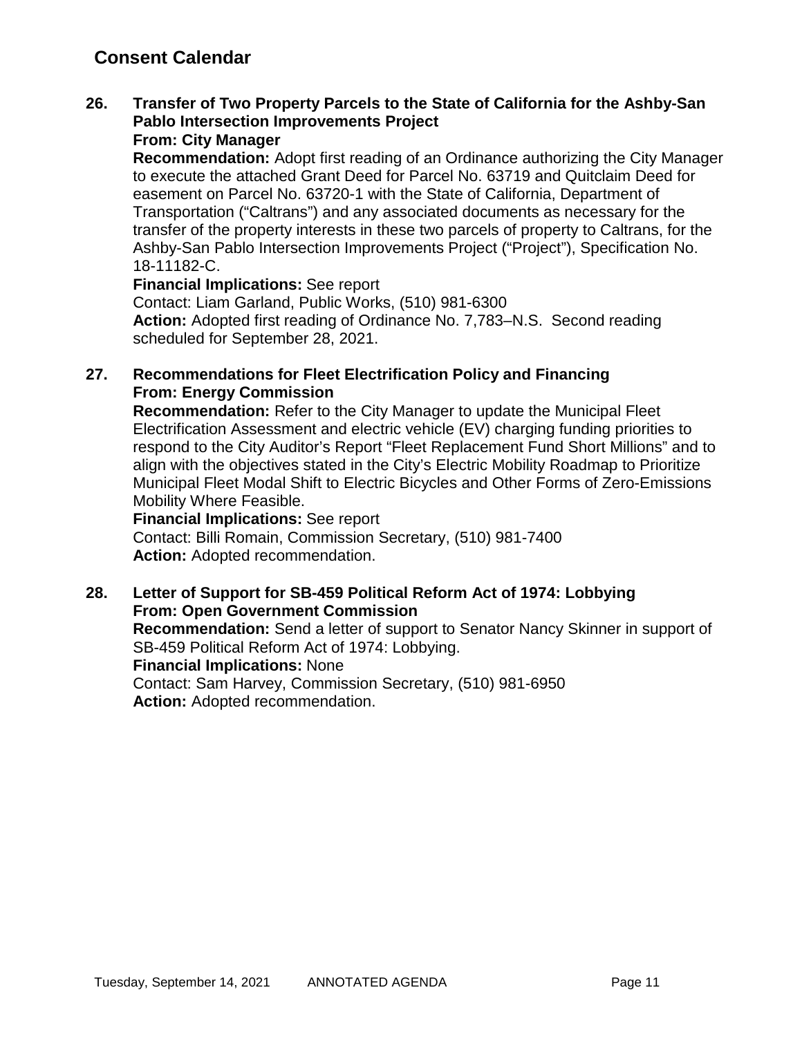## Consent Calendar

**26. Transfer of Two Property Parcels to the State of California for the Ashby-San Pablo Intersection Improvements Project**
**From: City Manager**
**Recommendation:** Adopt first reading of an Ordinance authorizing the City Manager to execute the attached Grant Deed for Parcel No. 63719 and Quitclaim Deed for easement on Parcel No. 63720-1 with the State of California, Department of Transportation ("Caltrans") and any associated documents as necessary for the transfer of the property interests in these two parcels of property to Caltrans, for the Ashby-San Pablo Intersection Improvements Project ("Project"), Specification No. 18-11182-C.
**Financial Implications:** See report
Contact: Liam Garland, Public Works, (510) 981-6300
**Action:** Adopted first reading of Ordinance No. 7,783–N.S. Second reading scheduled for September 28, 2021.

**27. Recommendations for Fleet Electrification Policy and Financing**
**From: Energy Commission**
**Recommendation:** Refer to the City Manager to update the Municipal Fleet Electrification Assessment and electric vehicle (EV) charging funding priorities to respond to the City Auditor's Report "Fleet Replacement Fund Short Millions" and to align with the objectives stated in the City's Electric Mobility Roadmap to Prioritize Municipal Fleet Modal Shift to Electric Bicycles and Other Forms of Zero-Emissions Mobility Where Feasible.
**Financial Implications:** See report
Contact: Billi Romain, Commission Secretary, (510) 981-7400
**Action:** Adopted recommendation.

**28. Letter of Support for SB-459 Political Reform Act of 1974: Lobbying**
**From: Open Government Commission**
**Recommendation:** Send a letter of support to Senator Nancy Skinner in support of SB-459 Political Reform Act of 1974: Lobbying.
**Financial Implications:** None
Contact: Sam Harvey, Commission Secretary, (510) 981-6950
**Action:** Adopted recommendation.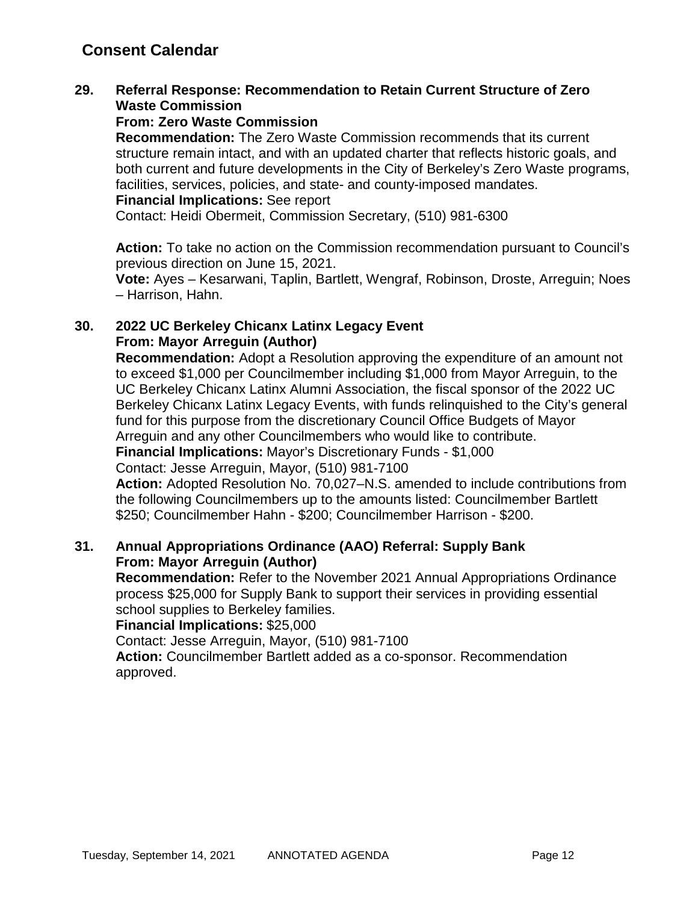## Consent Calendar

**29. Referral Response: Recommendation to Retain Current Structure of Zero Waste Commission**
**From: Zero Waste Commission**
**Recommendation:** The Zero Waste Commission recommends that its current structure remain intact, and with an updated charter that reflects historic goals, and both current and future developments in the City of Berkeley's Zero Waste programs, facilities, services, policies, and state- and county-imposed mandates.
**Financial Implications:** See report
Contact: Heidi Obermeit, Commission Secretary, (510) 981-6300

**Action:** To take no action on the Commission recommendation pursuant to Council's previous direction on June 15, 2021.
**Vote:** Ayes – Kesarwani, Taplin, Bartlett, Wengraf, Robinson, Droste, Arreguin; Noes – Harrison, Hahn.

**30. 2022 UC Berkeley Chicanx Latinx Legacy Event**
**From: Mayor Arreguin (Author)**
**Recommendation:** Adopt a Resolution approving the expenditure of an amount not to exceed $1,000 per Councilmember including $1,000 from Mayor Arreguin, to the UC Berkeley Chicanx Latinx Alumni Association, the fiscal sponsor of the 2022 UC Berkeley Chicanx Latinx Legacy Events, with funds relinquished to the City's general fund for this purpose from the discretionary Council Office Budgets of Mayor Arreguin and any other Councilmembers who would like to contribute.
**Financial Implications:** Mayor's Discretionary Funds - $1,000
Contact: Jesse Arreguin, Mayor, (510) 981-7100
**Action:** Adopted Resolution No. 70,027–N.S. amended to include contributions from the following Councilmembers up to the amounts listed: Councilmember Bartlett $250; Councilmember Hahn - $200; Councilmember Harrison - $200.

**31. Annual Appropriations Ordinance (AAO) Referral: Supply Bank**
**From: Mayor Arreguin (Author)**
**Recommendation:** Refer to the November 2021 Annual Appropriations Ordinance process $25,000 for Supply Bank to support their services in providing essential school supplies to Berkeley families.
**Financial Implications:** $25,000
Contact: Jesse Arreguin, Mayor, (510) 981-7100
**Action:** Councilmember Bartlett added as a co-sponsor. Recommendation approved.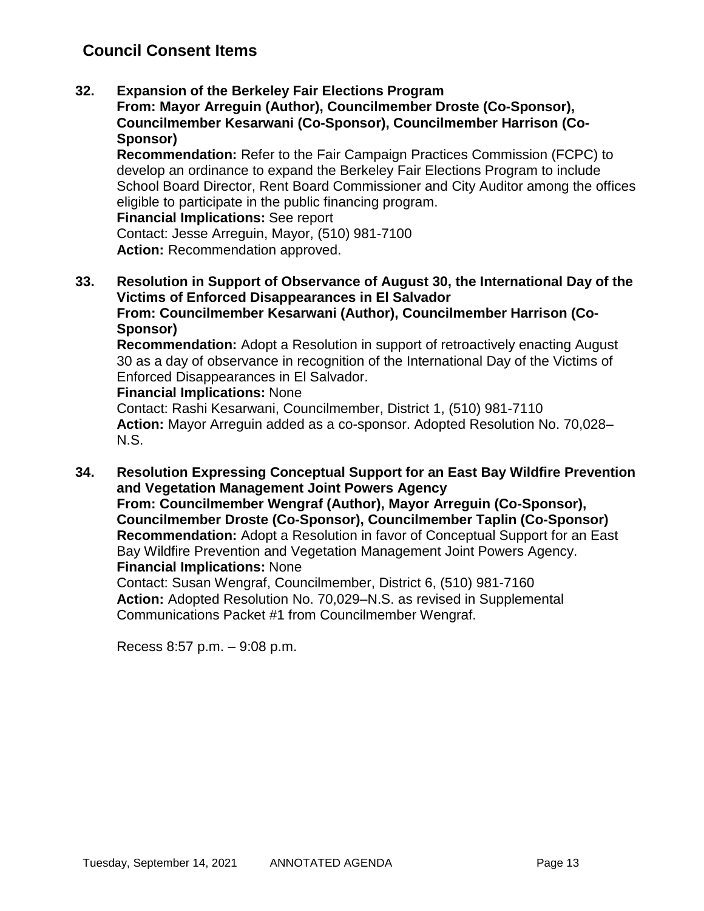## Council Consent Items

**32. Expansion of the Berkeley Fair Elections Program**
**From: Mayor Arreguin (Author), Councilmember Droste (Co-Sponsor), Councilmember Kesarwani (Co-Sponsor), Councilmember Harrison (Co-Sponsor)**
**Recommendation:** Refer to the Fair Campaign Practices Commission (FCPC) to develop an ordinance to expand the Berkeley Fair Elections Program to include School Board Director, Rent Board Commissioner and City Auditor among the offices eligible to participate in the public financing program.
**Financial Implications:** See report
Contact: Jesse Arreguin, Mayor, (510) 981-7100
**Action:** Recommendation approved.

**33. Resolution in Support of Observance of August 30, the International Day of the Victims of Enforced Disappearances in El Salvador**
**From: Councilmember Kesarwani (Author), Councilmember Harrison (Co-Sponsor)**
**Recommendation:** Adopt a Resolution in support of retroactively enacting August 30 as a day of observance in recognition of the International Day of the Victims of Enforced Disappearances in El Salvador.
**Financial Implications:** None
Contact: Rashi Kesarwani, Councilmember, District 1, (510) 981-7110
**Action:** Mayor Arreguin added as a co-sponsor. Adopted Resolution No. 70,028–N.S.

**34. Resolution Expressing Conceptual Support for an East Bay Wildfire Prevention and Vegetation Management Joint Powers Agency**
**From: Councilmember Wengraf (Author), Mayor Arreguin (Co-Sponsor), Councilmember Droste (Co-Sponsor), Councilmember Taplin (Co-Sponsor)**
**Recommendation:** Adopt a Resolution in favor of Conceptual Support for an East Bay Wildfire Prevention and Vegetation Management Joint Powers Agency.
**Financial Implications:** None
Contact: Susan Wengraf, Councilmember, District 6, (510) 981-7160
**Action:** Adopted Resolution No. 70,029–N.S. as revised in Supplemental Communications Packet #1 from Councilmember Wengraf.

Recess 8:57 p.m. – 9:08 p.m.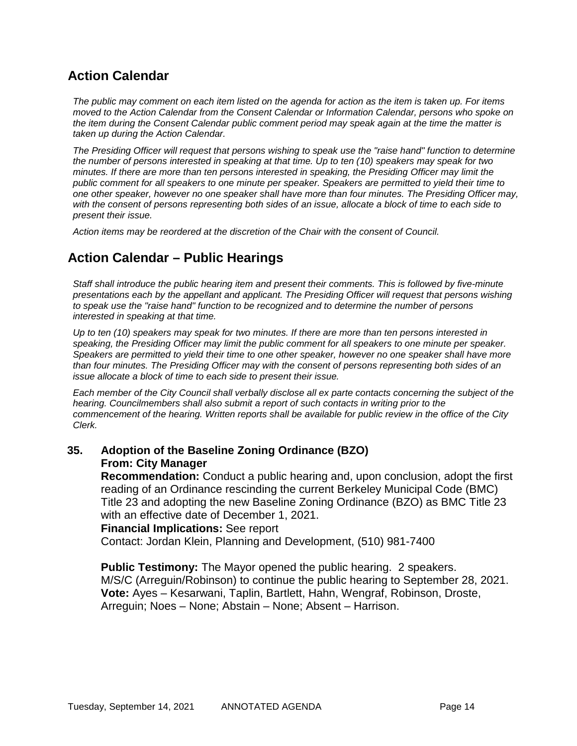## Action Calendar

*The public may comment on each item listed on the agenda for action as the item is taken up. For items moved to the Action Calendar from the Consent Calendar or Information Calendar, persons who spoke on the item during the Consent Calendar public comment period may speak again at the time the matter is taken up during the Action Calendar.*

*The Presiding Officer will request that persons wishing to speak use the "raise hand" function to determine the number of persons interested in speaking at that time. Up to ten (10) speakers may speak for two minutes. If there are more than ten persons interested in speaking, the Presiding Officer may limit the public comment for all speakers to one minute per speaker. Speakers are permitted to yield their time to one other speaker, however no one speaker shall have more than four minutes. The Presiding Officer may, with the consent of persons representing both sides of an issue, allocate a block of time to each side to present their issue.*

*Action items may be reordered at the discretion of the Chair with the consent of Council.*

## Action Calendar – Public Hearings

*Staff shall introduce the public hearing item and present their comments. This is followed by five-minute presentations each by the appellant and applicant. The Presiding Officer will request that persons wishing to speak use the "raise hand" function to be recognized and to determine the number of persons interested in speaking at that time.*

*Up to ten (10) speakers may speak for two minutes. If there are more than ten persons interested in speaking, the Presiding Officer may limit the public comment for all speakers to one minute per speaker. Speakers are permitted to yield their time to one other speaker, however no one speaker shall have more than four minutes. The Presiding Officer may with the consent of persons representing both sides of an issue allocate a block of time to each side to present their issue.*

*Each member of the City Council shall verbally disclose all ex parte contacts concerning the subject of the hearing. Councilmembers shall also submit a report of such contacts in writing prior to the commencement of the hearing. Written reports shall be available for public review in the office of the City Clerk.*

**35. Adoption of the Baseline Zoning Ordinance (BZO)**
**From: City Manager**
**Recommendation:** Conduct a public hearing and, upon conclusion, adopt the first reading of an Ordinance rescinding the current Berkeley Municipal Code (BMC) Title 23 and adopting the new Baseline Zoning Ordinance (BZO) as BMC Title 23 with an effective date of December 1, 2021.
**Financial Implications:** See report
Contact: Jordan Klein, Planning and Development, (510) 981-7400

**Public Testimony:** The Mayor opened the public hearing. 2 speakers.
M/S/C (Arreguin/Robinson) to continue the public hearing to September 28, 2021.
**Vote:** Ayes – Kesarwani, Taplin, Bartlett, Hahn, Wengraf, Robinson, Droste, Arreguin; Noes – None; Abstain – None; Absent – Harrison.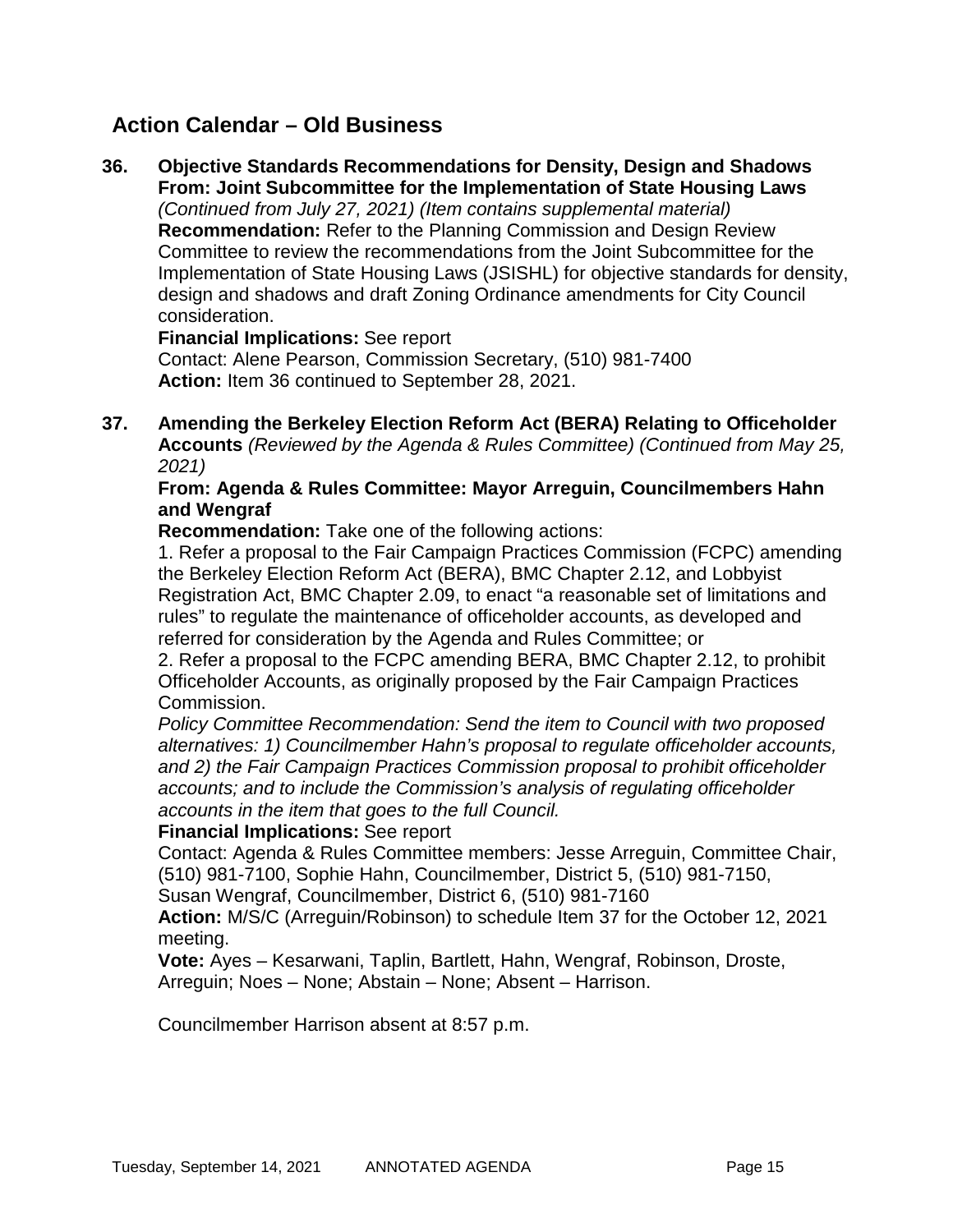## Action Calendar – Old Business

**36. Objective Standards Recommendations for Density, Design and Shadows**
**From: Joint Subcommittee for the Implementation of State Housing Laws**
*(Continued from July 27, 2021) (Item contains supplemental material)*
**Recommendation:** Refer to the Planning Commission and Design Review Committee to review the recommendations from the Joint Subcommittee for the Implementation of State Housing Laws (JSISHL) for objective standards for density, design and shadows and draft Zoning Ordinance amendments for City Council consideration.
**Financial Implications:** See report
Contact: Alene Pearson, Commission Secretary, (510) 981-7400
**Action:** Item 36 continued to September 28, 2021.

**37. Amending the Berkeley Election Reform Act (BERA) Relating to Officeholder Accounts** *(Reviewed by the Agenda & Rules Committee) (Continued from May 25, 2021)*
**From: Agenda & Rules Committee: Mayor Arreguin, Councilmembers Hahn and Wengraf**
**Recommendation:** Take one of the following actions:
1. Refer a proposal to the Fair Campaign Practices Commission (FCPC) amending the Berkeley Election Reform Act (BERA), BMC Chapter 2.12, and Lobbyist Registration Act, BMC Chapter 2.09, to enact "a reasonable set of limitations and rules" to regulate the maintenance of officeholder accounts, as developed and referred for consideration by the Agenda and Rules Committee; or
2. Refer a proposal to the FCPC amending BERA, BMC Chapter 2.12, to prohibit Officeholder Accounts, as originally proposed by the Fair Campaign Practices Commission.

*Policy Committee Recommendation: Send the item to Council with two proposed alternatives: 1) Councilmember Hahn's proposal to regulate officeholder accounts, and 2) the Fair Campaign Practices Commission proposal to prohibit officeholder accounts; and to include the Commission's analysis of regulating officeholder accounts in the item that goes to the full Council.*
**Financial Implications:** See report
Contact: Agenda & Rules Committee members: Jesse Arreguin, Committee Chair, (510) 981-7100, Sophie Hahn, Councilmember, District 5, (510) 981-7150, Susan Wengraf, Councilmember, District 6, (510) 981-7160
**Action:** M/S/C (Arreguin/Robinson) to schedule Item 37 for the October 12, 2021 meeting.
**Vote:** Ayes – Kesarwani, Taplin, Bartlett, Hahn, Wengraf, Robinson, Droste, Arreguin; Noes – None; Abstain – None; Absent – Harrison.

Councilmember Harrison absent at 8:57 p.m.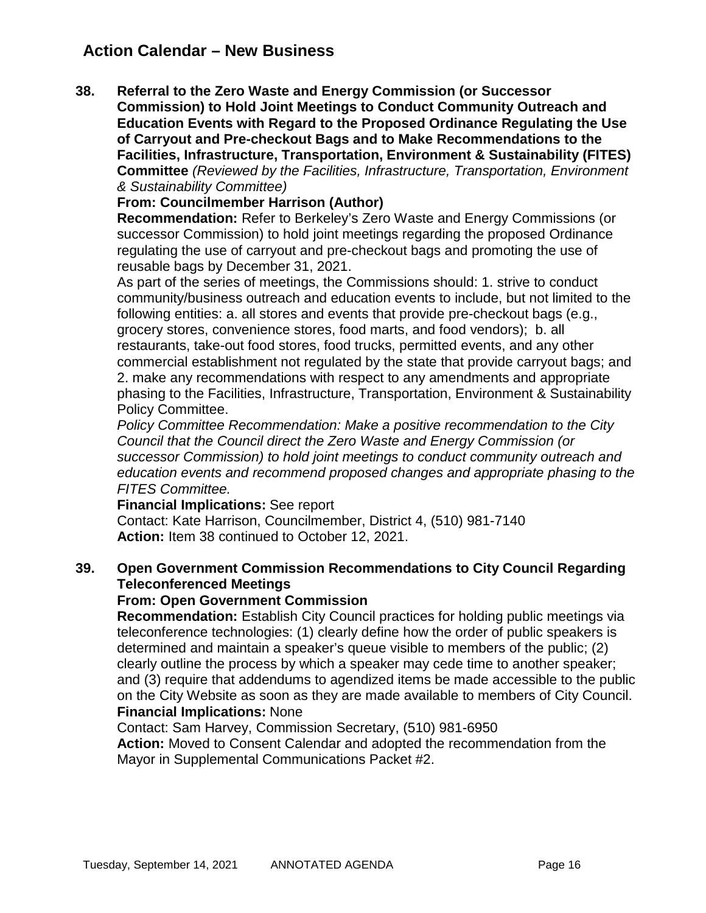## Action Calendar – New Business

**38. Referral to the Zero Waste and Energy Commission (or Successor Commission) to Hold Joint Meetings to Conduct Community Outreach and Education Events with Regard to the Proposed Ordinance Regulating the Use of Carryout and Pre-checkout Bags and to Make Recommendations to the Facilities, Infrastructure, Transportation, Environment & Sustainability (FITES) Committee** *(Reviewed by the Facilities, Infrastructure, Transportation, Environment & Sustainability Committee)*

**From: Councilmember Harrison (Author)**

**Recommendation:** Refer to Berkeley's Zero Waste and Energy Commissions (or successor Commission) to hold joint meetings regarding the proposed Ordinance regulating the use of carryout and pre-checkout bags and promoting the use of reusable bags by December 31, 2021.

As part of the series of meetings, the Commissions should: 1. strive to conduct community/business outreach and education events to include, but not limited to the following entities: a. all stores and events that provide pre-checkout bags (e.g., grocery stores, convenience stores, food marts, and food vendors); b. all restaurants, take-out food stores, food trucks, permitted events, and any other commercial establishment not regulated by the state that provide carryout bags; and 2. make any recommendations with respect to any amendments and appropriate phasing to the Facilities, Infrastructure, Transportation, Environment & Sustainability Policy Committee.

*Policy Committee Recommendation: Make a positive recommendation to the City Council that the Council direct the Zero Waste and Energy Commission (or successor Commission) to hold joint meetings to conduct community outreach and education events and recommend proposed changes and appropriate phasing to the FITES Committee.*

**Financial Implications:** See report

Contact: Kate Harrison, Councilmember, District 4, (510) 981-7140

**Action:** Item 38 continued to October 12, 2021.

**39. Open Government Commission Recommendations to City Council Regarding Teleconferenced Meetings**

**From: Open Government Commission**

**Recommendation:** Establish City Council practices for holding public meetings via teleconference technologies: (1) clearly define how the order of public speakers is determined and maintain a speaker's queue visible to members of the public; (2) clearly outline the process by which a speaker may cede time to another speaker; and (3) require that addendums to agendized items be made accessible to the public on the City Website as soon as they are made available to members of City Council.

**Financial Implications:** None

Contact: Sam Harvey, Commission Secretary, (510) 981-6950

**Action:** Moved to Consent Calendar and adopted the recommendation from the Mayor in Supplemental Communications Packet #2.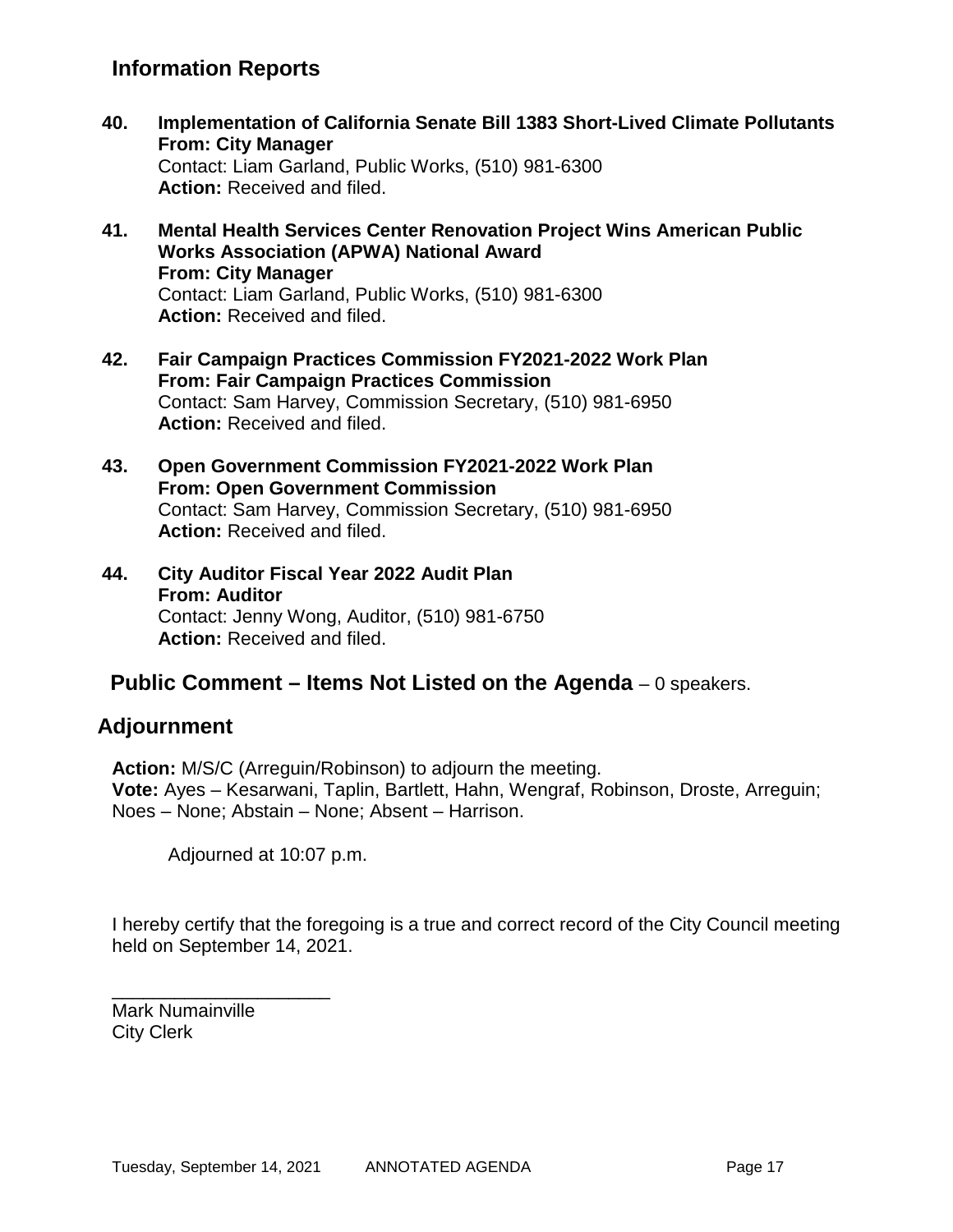## Information Reports

**40. Implementation of California Senate Bill 1383 Short-Lived Climate Pollutants**
**From: City Manager**
Contact: Liam Garland, Public Works, (510) 981-6300
**Action:** Received and filed.

**41. Mental Health Services Center Renovation Project Wins American Public Works Association (APWA) National Award**
**From: City Manager**
Contact: Liam Garland, Public Works, (510) 981-6300
**Action:** Received and filed.

**42. Fair Campaign Practices Commission FY2021-2022 Work Plan**
**From: Fair Campaign Practices Commission**
Contact: Sam Harvey, Commission Secretary, (510) 981-6950
**Action:** Received and filed.

**43. Open Government Commission FY2021-2022 Work Plan**
**From: Open Government Commission**
Contact: Sam Harvey, Commission Secretary, (510) 981-6950
**Action:** Received and filed.

**44. City Auditor Fiscal Year 2022 Audit Plan**
**From: Auditor**
Contact: Jenny Wong, Auditor, (510) 981-6750
**Action:** Received and filed.

## Public Comment – Items Not Listed on the Agenda – 0 speakers.

## Adjournment

**Action:** M/S/C (Arreguin/Robinson) to adjourn the meeting.
**Vote:** Ayes – Kesarwani, Taplin, Bartlett, Hahn, Wengraf, Robinson, Droste, Arreguin; Noes – None; Abstain – None; Absent – Harrison.

Adjourned at 10:07 p.m.

I hereby certify that the foregoing is a true and correct record of the City Council meeting held on September 14, 2021.

_____________________
Mark Numainville
City Clerk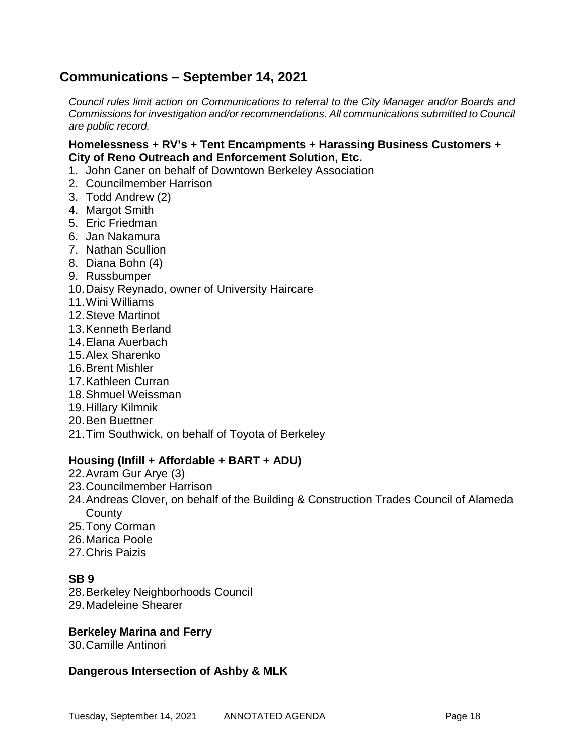## Communications – September 14, 2021

*Council rules limit action on Communications to referral to the City Manager and/or Boards and Commissions for investigation and/or recommendations. All communications submitted to Council are public record.*

### Homelessness + RV's + Tent Encampments + Harassing Business Customers + City of Reno Outreach and Enforcement Solution, Etc.

1. John Caner on behalf of Downtown Berkeley Association
2. Councilmember Harrison
3. Todd Andrew (2)
4. Margot Smith
5. Eric Friedman
6. Jan Nakamura
7. Nathan Scullion
8. Diana Bohn (4)
9. Russbumper
10. Daisy Reynado, owner of University Haircare
11. Wini Williams
12. Steve Martinot
13. Kenneth Berland
14. Elana Auerbach
15. Alex Sharenko
16. Brent Mishler
17. Kathleen Curran
18. Shmuel Weissman
19. Hillary Kilmnik
20. Ben Buettner
21. Tim Southwick, on behalf of Toyota of Berkeley

### Housing (Infill + Affordable + BART + ADU)

22. Avram Gur Arye (3)
23. Councilmember Harrison
24. Andreas Clover, on behalf of the Building & Construction Trades Council of Alameda County
25. Tony Corman
26. Marica Poole
27. Chris Paizis

### SB 9

28. Berkeley Neighborhoods Council
29. Madeleine Shearer

### Berkeley Marina and Ferry

30. Camille Antinori

### Dangerous Intersection of Ashby & MLK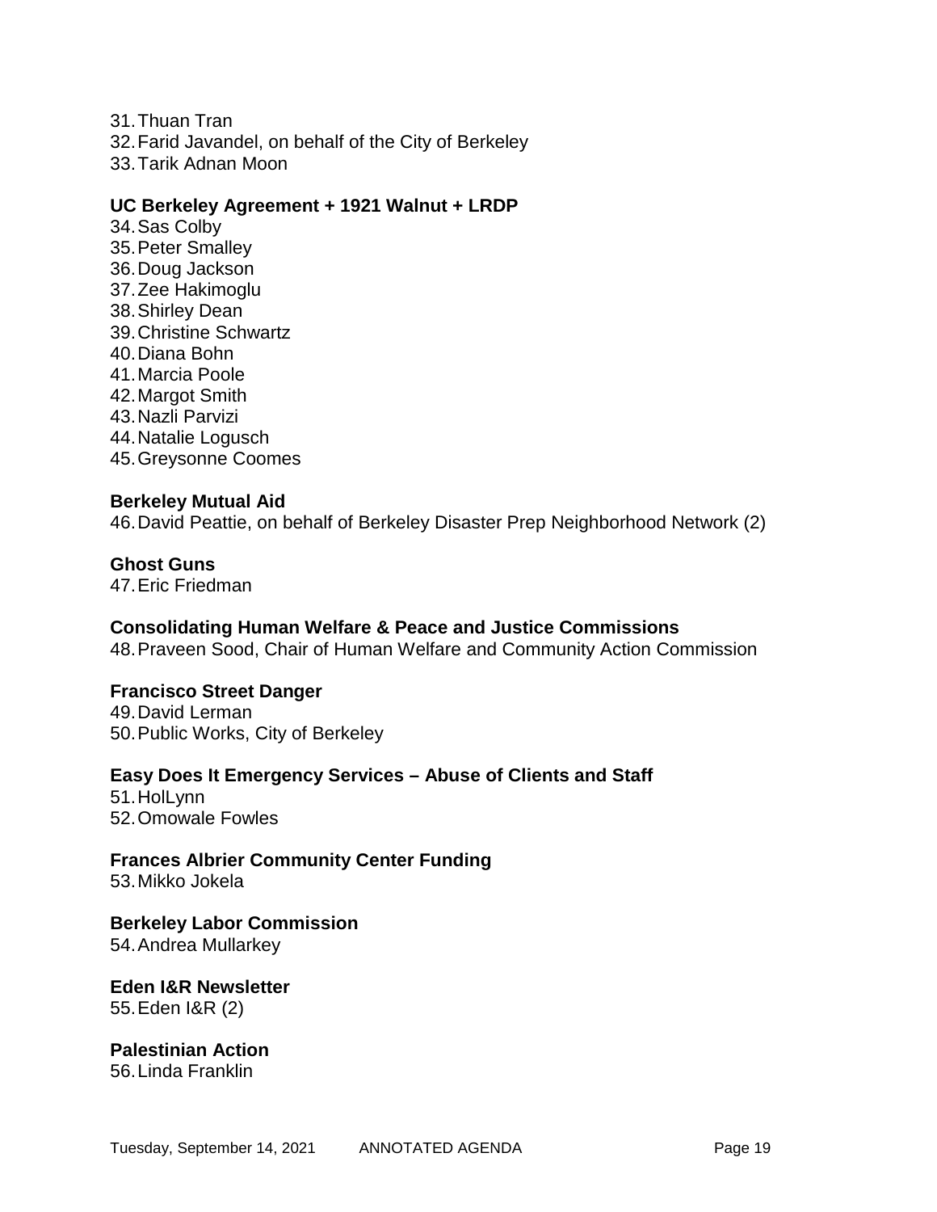31. Thuan Tran
32. Farid Javandel, on behalf of the City of Berkeley
33. Tarik Adnan Moon

**UC Berkeley Agreement + 1921 Walnut + LRDP**

34. Sas Colby
35. Peter Smalley
36. Doug Jackson
37. Zee Hakimoglu
38. Shirley Dean
39. Christine Schwartz
40. Diana Bohn
41. Marcia Poole
42. Margot Smith
43. Nazli Parvizi
44. Natalie Logusch
45. Greysonne Coomes

**Berkeley Mutual Aid**

46. David Peattie, on behalf of Berkeley Disaster Prep Neighborhood Network (2)

**Ghost Guns**

47. Eric Friedman

**Consolidating Human Welfare & Peace and Justice Commissions**

48. Praveen Sood, Chair of Human Welfare and Community Action Commission

**Francisco Street Danger**

49. David Lerman
50. Public Works, City of Berkeley

**Easy Does It Emergency Services – Abuse of Clients and Staff**

51. HolLynn
52. Omowale Fowles

**Frances Albrier Community Center Funding**

53. Mikko Jokela

**Berkeley Labor Commission**

54. Andrea Mullarkey

**Eden I&R Newsletter**

55. Eden I&R (2)

**Palestinian Action**

56. Linda Franklin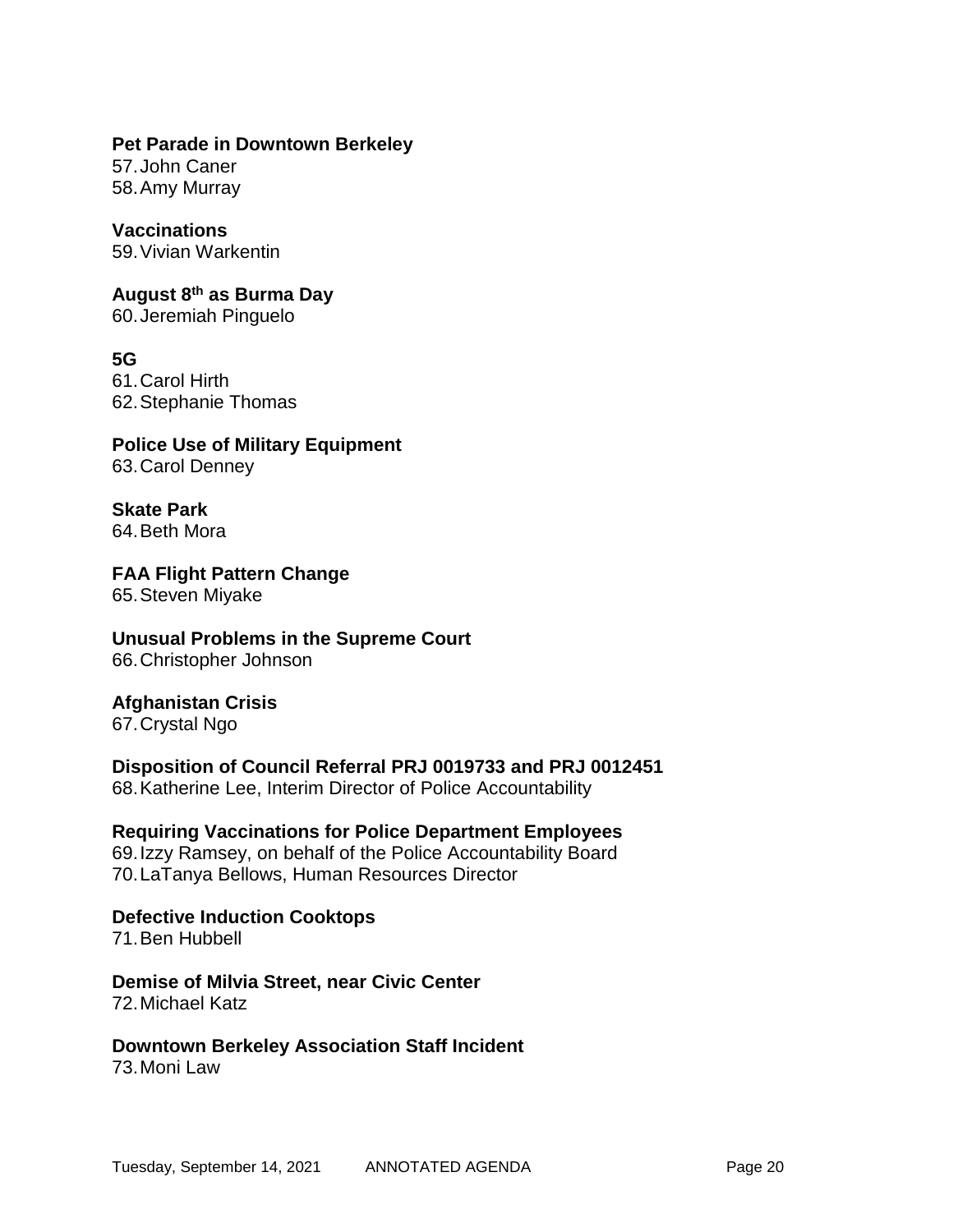**Pet Parade in Downtown Berkeley**

57. John Caner
58. Amy Murray

**Vaccinations**

59. Vivian Warkentin

**August 8th as Burma Day**

60. Jeremiah Pinguelo

**5G**

61. Carol Hirth
62. Stephanie Thomas

**Police Use of Military Equipment**

63. Carol Denney

**Skate Park**

64. Beth Mora

**FAA Flight Pattern Change**

65. Steven Miyake

**Unusual Problems in the Supreme Court**

66. Christopher Johnson

**Afghanistan Crisis**

67. Crystal Ngo

**Disposition of Council Referral PRJ 0019733 and PRJ 0012451**

68. Katherine Lee, Interim Director of Police Accountability

**Requiring Vaccinations for Police Department Employees**

69. Izzy Ramsey, on behalf of the Police Accountability Board
70. LaTanya Bellows, Human Resources Director

**Defective Induction Cooktops**

71. Ben Hubbell

**Demise of Milvia Street, near Civic Center**

72. Michael Katz

**Downtown Berkeley Association Staff Incident**

73. Moni Law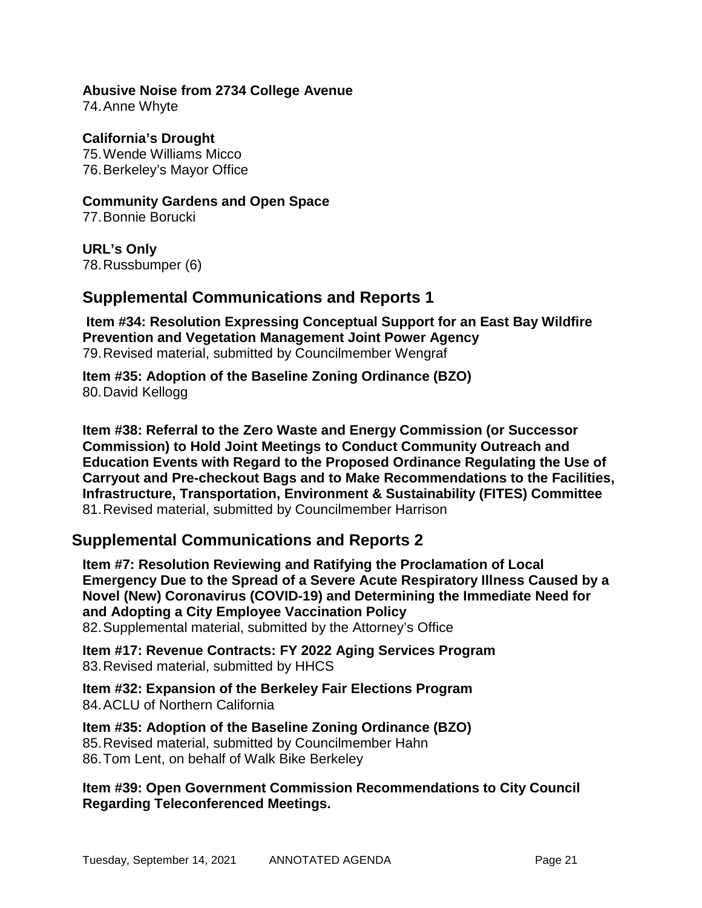**Abusive Noise from 2734 College Avenue**

74. Anne Whyte

**California's Drought**

75. Wende Williams Micco
76. Berkeley's Mayor Office

**Community Gardens and Open Space**

77. Bonnie Borucki

**URL's Only**

78. Russbumper (6)

## Supplemental Communications and Reports 1

**Item #34: Resolution Expressing Conceptual Support for an East Bay Wildfire Prevention and Vegetation Management Joint Power Agency**

79. Revised material, submitted by Councilmember Wengraf

**Item #35: Adoption of the Baseline Zoning Ordinance (BZO)**

80. David Kellogg

**Item #38: Referral to the Zero Waste and Energy Commission (or Successor Commission) to Hold Joint Meetings to Conduct Community Outreach and Education Events with Regard to the Proposed Ordinance Regulating the Use of Carryout and Pre-checkout Bags and to Make Recommendations to the Facilities, Infrastructure, Transportation, Environment & Sustainability (FITES) Committee**

81. Revised material, submitted by Councilmember Harrison

## Supplemental Communications and Reports 2

**Item #7: Resolution Reviewing and Ratifying the Proclamation of Local Emergency Due to the Spread of a Severe Acute Respiratory Illness Caused by a Novel (New) Coronavirus (COVID-19) and Determining the Immediate Need for and Adopting a City Employee Vaccination Policy**

82. Supplemental material, submitted by the Attorney's Office

**Item #17: Revenue Contracts: FY 2022 Aging Services Program**

83. Revised material, submitted by HHCS

**Item #32: Expansion of the Berkeley Fair Elections Program**

84. ACLU of Northern California

**Item #35: Adoption of the Baseline Zoning Ordinance (BZO)**

85. Revised material, submitted by Councilmember Hahn
86. Tom Lent, on behalf of Walk Bike Berkeley

**Item #39: Open Government Commission Recommendations to City Council Regarding Teleconferenced Meetings.**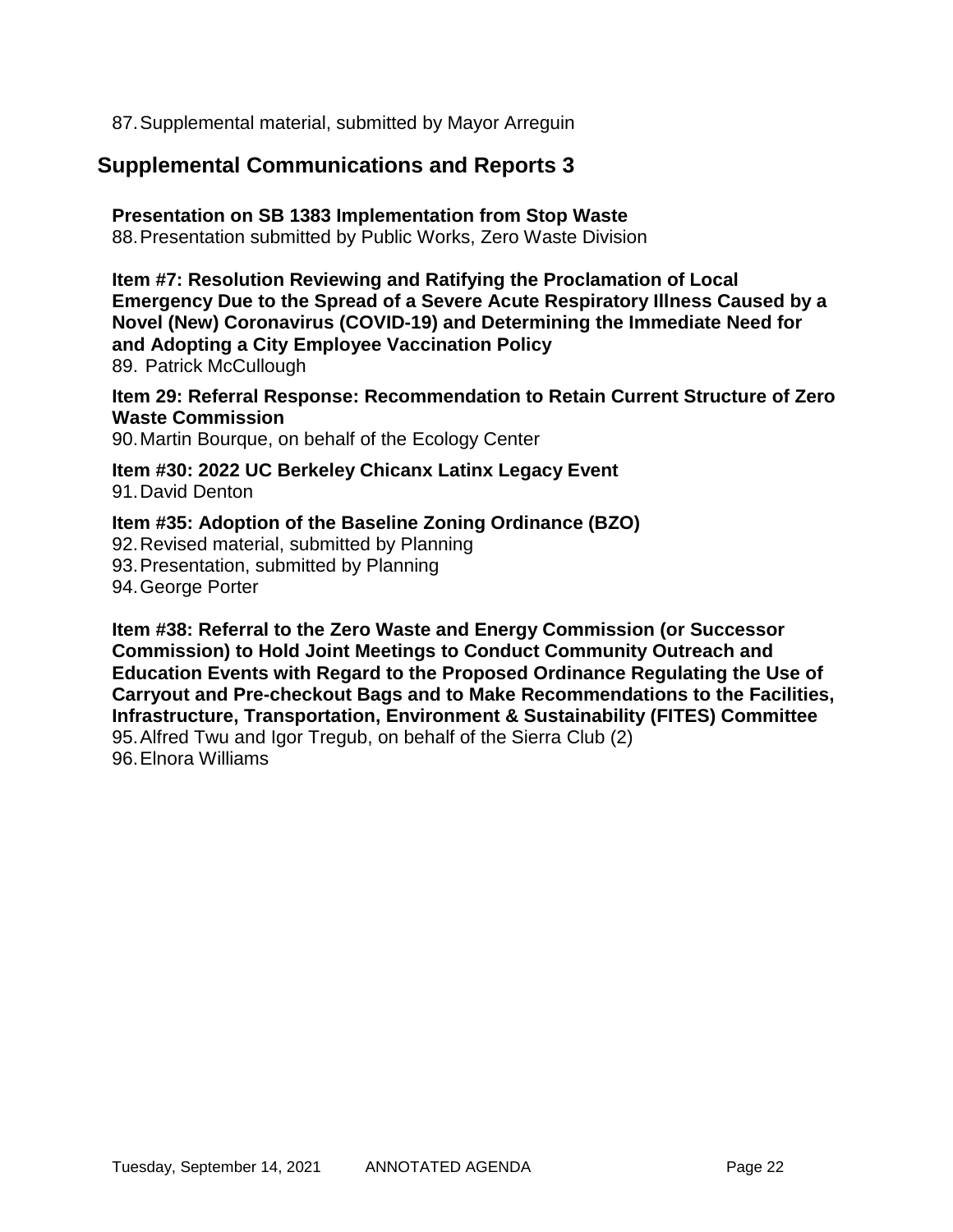87. Supplemental material, submitted by Mayor Arreguin

## Supplemental Communications and Reports 3

**Presentation on SB 1383 Implementation from Stop Waste**

88. Presentation submitted by Public Works, Zero Waste Division

**Item #7: Resolution Reviewing and Ratifying the Proclamation of Local Emergency Due to the Spread of a Severe Acute Respiratory Illness Caused by a Novel (New) Coronavirus (COVID-19) and Determining the Immediate Need for and Adopting a City Employee Vaccination Policy**

89. Patrick McCullough

**Item 29: Referral Response: Recommendation to Retain Current Structure of Zero Waste Commission**

90. Martin Bourque, on behalf of the Ecology Center

**Item #30: 2022 UC Berkeley Chicanx Latinx Legacy Event**

91. David Denton

**Item #35: Adoption of the Baseline Zoning Ordinance (BZO)**

92. Revised material, submitted by Planning
93. Presentation, submitted by Planning
94. George Porter

**Item #38: Referral to the Zero Waste and Energy Commission (or Successor Commission) to Hold Joint Meetings to Conduct Community Outreach and Education Events with Regard to the Proposed Ordinance Regulating the Use of Carryout and Pre-checkout Bags and to Make Recommendations to the Facilities, Infrastructure, Transportation, Environment & Sustainability (FITES) Committee**

95. Alfred Twu and Igor Tregub, on behalf of the Sierra Club (2)
96. Elnora Williams